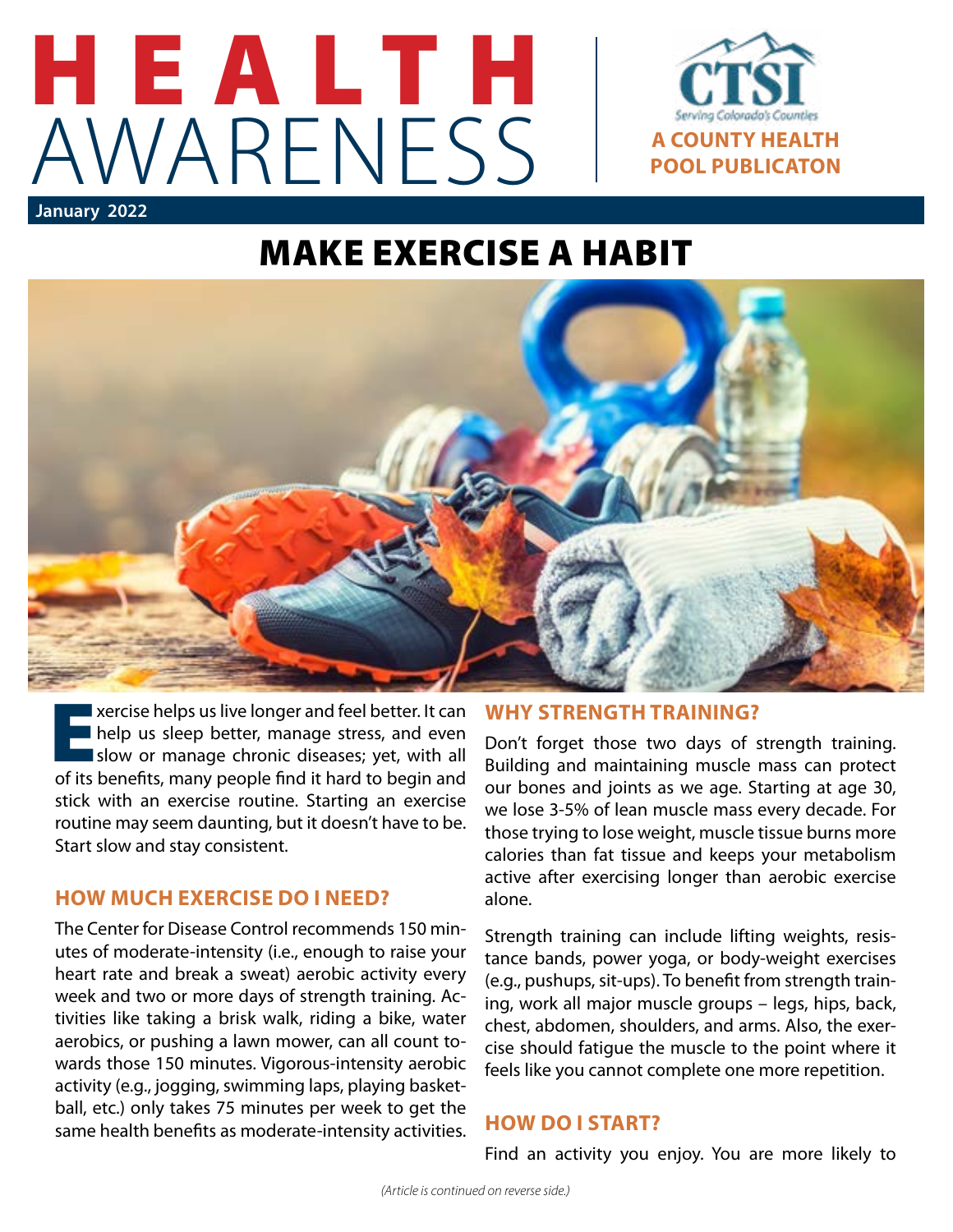# HEALTH AWARENESS

A COUNTY HEALTH POOL PUBLICATON

CTSI Serving Colorado's Counties

January 2022

## MAKE EXERCISE A HABIT

Exercise helps us live longer and feel better. It can help us sleep better, manage stress, and even slow or manage chronic diseases; yet, with all of its benefits, many people find it hard to begin and stick with an exercise routine. Starting an exercise routine may seem daunting, but it doesn't have to be. Start slow and stay consistent.

### HOW MUCH EXERCISE DO I NEED?

The Center for Disease Control recommends 150 minutes of moderate-intensity (i.e., enough to raise your heart rate and break a sweat) aerobic activity every week and two or more days of strength training. Activities like taking a brisk walk, riding a bike, water aerobics, or pushing a lawn mower, can all count towards those 150 minutes. Vigorous-intensity aerobic activity (e.g., jogging, swimming laps, playing basketball, etc.) only takes 75 minutes per week to get the same health benefits as moderate-intensity activities.

### WHY STRENGTH TRAINING?

Don't forget those two days of strength training. Building and maintaining muscle mass can protect our bones and joints as we age. Starting at age 30, we lose 3-5% of lean muscle mass every decade. For those trying to lose weight, muscle tissue burns more calories than fat tissue and keeps your metabolism active after exercising longer than aerobic exercise alone.

Strength training can include lifting weights, resistance bands, power yoga, or body-weight exercises (e.g., pushups, sit-ups). To benefit from strength training, work all major muscle groups – legs, hips, back, chest, abdomen, shoulders, and arms. Also, the exercise should fatigue the muscle to the point where it feels like you cannot complete one more repetition.

### HOW DO I START?

Find an activity you enjoy. You are more likely to

*(Article is continued on reverse side.)*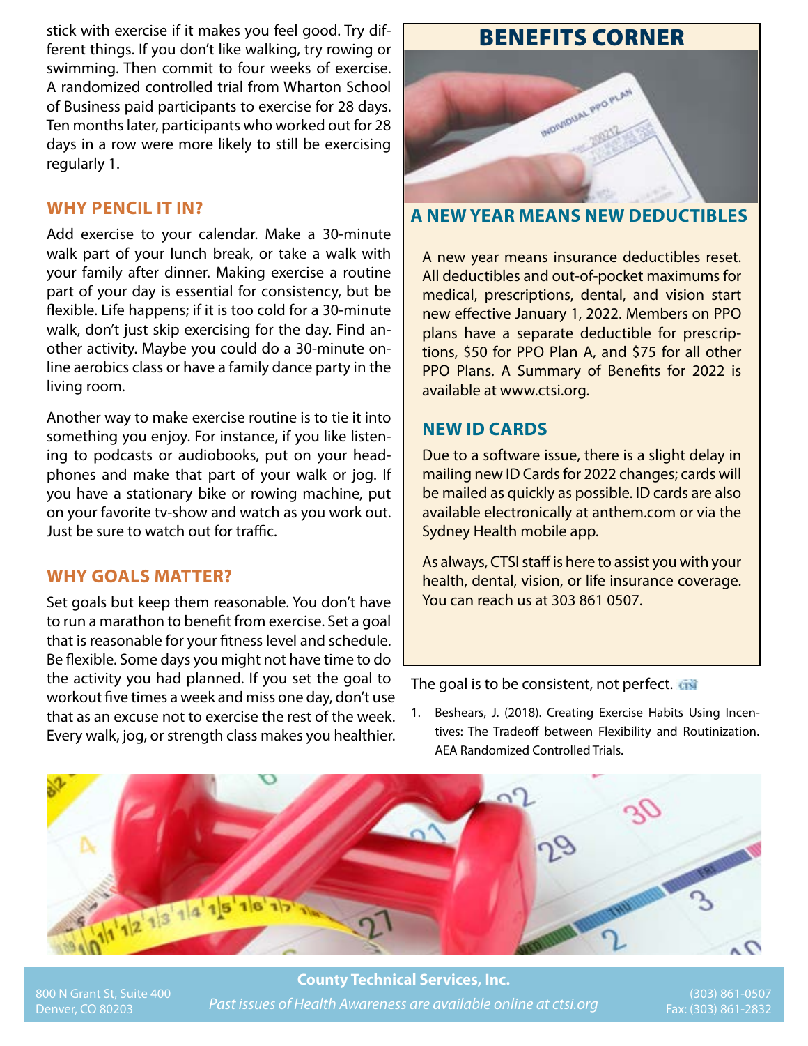stick with exercise if it makes you feel good. Try different things. If you don't like walking, try rowing or swimming. Then commit to four weeks of exercise. A randomized controlled trial from Wharton School of Business paid participants to exercise for 28 days. Ten months later, participants who worked out for 28 days in a row were more likely to still be exercising regularly 1.

## WHY PENCIL IT IN?

Add exercise to your calendar. Make a 30-minute walk part of your lunch break, or take a walk with your family after dinner. Making exercise a routine part of your day is essential for consistency, but be flexible. Life happens; if it is too cold for a 30-minute walk, don't just skip exercising for the day. Find another activity. Maybe you could do a 30-minute online aerobics class or have a family dance party in the living room.

Another way to make exercise routine is to tie it into something you enjoy. For instance, if you like listening to podcasts or audiobooks, put on your headphones and make that part of your walk or jog. If you have a stationary bike or rowing machine, put on your favorite tv-show and watch as you work out. Just be sure to watch out for traffic.

## WHY GOALS MATTER?

Set goals but keep them reasonable. You don't have to run a marathon to benefit from exercise. Set a goal that is reasonable for your fitness level and schedule. Be flexible. Some days you might not have time to do the activity you had planned. If you set the goal to workout five times a week and miss one day, don't use that as an excuse not to exercise the rest of the week. Every walk, jog, or strength class makes you healthier.

The goal is to be consistent, not perfect.

1. Beshears, J. (2018). Creating Exercise Habits Using Incentives: The Tradeoff between Flexibility and Routinization. AEA Randomized Controlled Trials.

# BENEFITS CORNER

## A NEW YEAR MEANS NEW DEDUCTIBLES

A new year means insurance deductibles reset. All deductibles and out-of-pocket maximums for medical, prescriptions, dental, and vision start new effective January 1, 2022. Members on PPO plans have a separate deductible for prescriptions, $50 for PPO Plan A, and $75 for all other PPO Plans. A Summary of Benefits for 2022 is available at www.ctsi.org.

## NEW ID CARDS

Due to a software issue, there is a slight delay in mailing new ID Cards for 2022 changes; cards will be mailed as quickly as possible. ID cards are also available electronically at anthem.com or via the Sydney Health mobile app.

As always, CTSI staff is here to assist you with your health, dental, vision, or life insurance coverage. You can reach us at 303 861 0507.

**County Technical Services, Inc.**

800 N Grant St, Suite 400
Denver, CO 80203

*Past issues of Health Awareness are available online at ctsi.org*

(303) 861-0507
Fax: (303) 861-2832